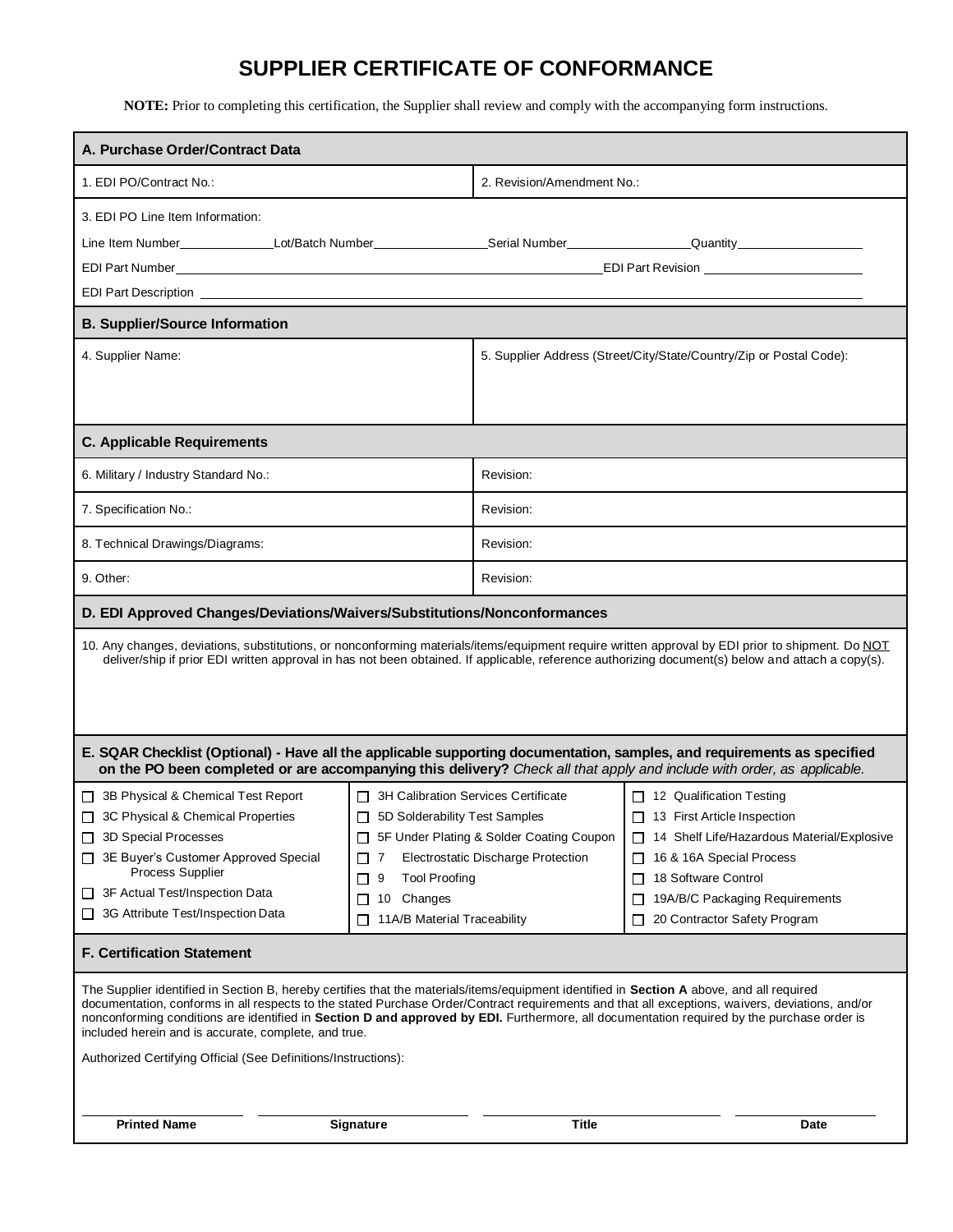# SUPPLIER CERTIFICATE OF CONFORMANCE

**NOTE:** Prior to completing this certification, the Supplier shall review and comply with the accompanying form instructions.

## A. Purchase Order/Contract Data

| | |
|---|---|
| 1. EDI PO/Contract No.: | 2. Revision/Amendment No.: |

3. EDI PO Line Item Information:

Line Item Number______________ Lot/Batch Number________________ Serial Number__________________ Quantity__________________

EDI Part Number____________________________________________________________ EDI Part Revision ______________________

EDI Part Description ________________________________________________________________________________

## B. Supplier/Source Information

| | |
|---|---|
| 4. Supplier Name: | 5. Supplier Address (Street/City/State/Country/Zip or Postal Code): |

## C. Applicable Requirements

| | |
|---|---|
| 6. Military / Industry Standard No.: | Revision: |
| 7. Specification No.: | Revision: |
| 8. Technical Drawings/Diagrams: | Revision: |
| 9. Other: | Revision: |

## D. EDI Approved Changes/Deviations/Waivers/Substitutions/Nonconformances

10. Any changes, deviations, substitutions, or nonconforming materials/items/equipment require written approval by EDI prior to shipment. Do NOT deliver/ship if prior EDI written approval in has not been obtained. If applicable, reference authorizing document(s) below and attach a copy(s).

## E. SQAR Checklist (Optional) - Have all the applicable supporting documentation, samples, and requirements as specified on the PO been completed or are accompanying this delivery? *Check all that apply and include with order, as applicable.*

| | | |
|---|---|---|
| ☐ 3B Physical & Chemical Test Report | ☐ 3H Calibration Services Certificate | ☐ 12 Qualification Testing |
| ☐ 3C Physical & Chemical Properties | ☐ 5D Solderability Test Samples | ☐ 13 First Article Inspection |
| ☐ 3D Special Processes | ☐ 5F Under Plating & Solder Coating Coupon | ☐ 14 Shelf Life/Hazardous Material/Explosive |
| ☐ 3E Buyer's Customer Approved Special Process Supplier | ☐ 7 Electrostatic Discharge Protection | ☐ 16 & 16A Special Process |
| ☐ 3F Actual Test/Inspection Data | ☐ 9 Tool Proofing | ☐ 18 Software Control |
| ☐ 3G Attribute Test/Inspection Data | ☐ 10 Changes | ☐ 19A/B/C Packaging Requirements |
| | ☐ 11A/B Material Traceability | ☐ 20 Contractor Safety Program |

## F. Certification Statement

The Supplier identified in Section B, hereby certifies that the materials/items/equipment identified in **Section A** above, and all required documentation, conforms in all respects to the stated Purchase Order/Contract requirements and that all exceptions, waivers, deviations, and/or nonconforming conditions are identified in **Section D and approved by EDI.** Furthermore, all documentation required by the purchase order is included herein and is accurate, complete, and true.

Authorized Certifying Official (See Definitions/Instructions):

| **Printed Name** | **Signature** | **Title** | **Date** |
|---|---|---|---|
| | | | |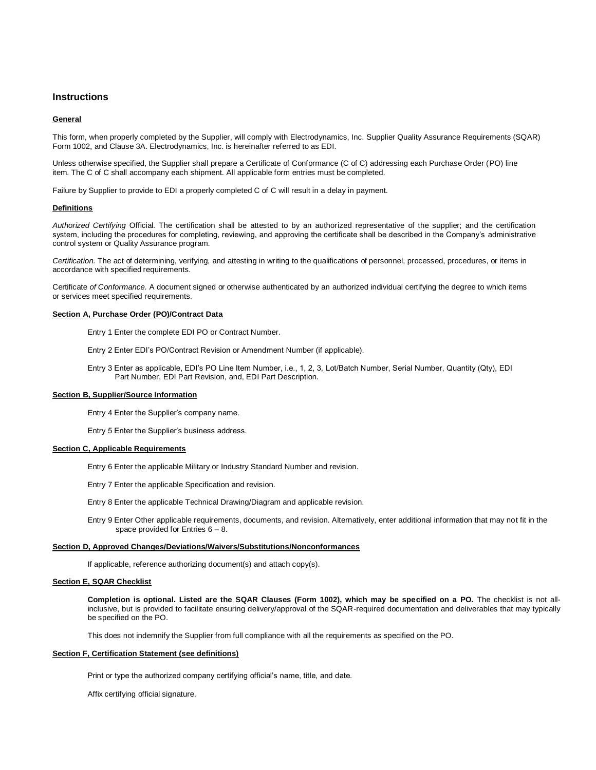## Instructions

**General**

This form, when properly completed by the Supplier, will comply with Electrodynamics, Inc. Supplier Quality Assurance Requirements (SQAR) Form 1002, and Clause 3A. Electrodynamics, Inc. is hereinafter referred to as EDI.

Unless otherwise specified, the Supplier shall prepare a Certificate of Conformance (C of C) addressing each Purchase Order (PO) line item. The C of C shall accompany each shipment. All applicable form entries must be completed.

Failure by Supplier to provide to EDI a properly completed C of C will result in a delay in payment.

**Definitions**

*Authorized Certifying* Official. The certification shall be attested to by an authorized representative of the supplier; and the certification system, including the procedures for completing, reviewing, and approving the certificate shall be described in the Company's administrative control system or Quality Assurance program.

*Certification.* The act of determining, verifying, and attesting in writing to the qualifications of personnel, processed, procedures, or items in accordance with specified requirements.

Certificate *of Conformance.* A document signed or otherwise authenticated by an authorized individual certifying the degree to which items or services meet specified requirements.

**Section A, Purchase Order (PO)/Contract Data**

Entry 1 Enter the complete EDI PO or Contract Number.

Entry 2 Enter EDI's PO/Contract Revision or Amendment Number (if applicable).

Entry 3 Enter as applicable, EDI's PO Line Item Number, i.e., 1, 2, 3, Lot/Batch Number, Serial Number, Quantity (Qty), EDI Part Number, EDI Part Revision, and, EDI Part Description.

**Section B, Supplier/Source Information**

Entry 4 Enter the Supplier's company name.

Entry 5 Enter the Supplier's business address.

**Section C, Applicable Requirements**

Entry 6 Enter the applicable Military or Industry Standard Number and revision.

Entry 7 Enter the applicable Specification and revision.

Entry 8 Enter the applicable Technical Drawing/Diagram and applicable revision.

Entry 9 Enter Other applicable requirements, documents, and revision. Alternatively, enter additional information that may not fit in the space provided for Entries 6 – 8.

**Section D, Approved Changes/Deviations/Waivers/Substitutions/Nonconformances**

If applicable, reference authorizing document(s) and attach copy(s).

**Section E, SQAR Checklist**

**Completion is optional. Listed are the SQAR Clauses (Form 1002), which may be specified on a PO.** The checklist is not all-inclusive, but is provided to facilitate ensuring delivery/approval of the SQAR-required documentation and deliverables that may typically be specified on the PO.

This does not indemnify the Supplier from full compliance with all the requirements as specified on the PO.

**Section F, Certification Statement (see definitions)**

Print or type the authorized company certifying official's name, title, and date.

Affix certifying official signature.